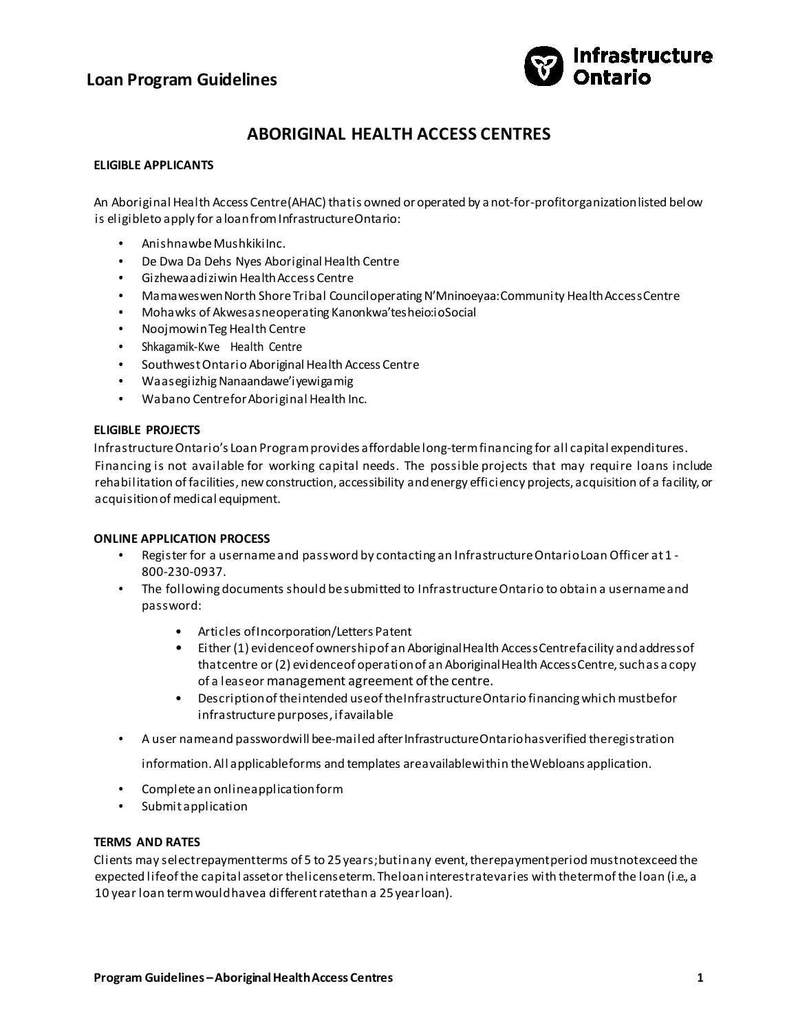# Loan Program Guidelines

## ABORIGINAL HEALTH ACCESS CENTRES

### ELIGIBLE APPLICANTS

An Aboriginal Health Access Centre (AHAC) that is owned or operated by a not-for-profit organization listed below is eligible to apply for a loan from Infrastructure Ontario:

- Anishnawbe Mushkiki Inc.
- De Dwa Da Dehs Nyes Aboriginal Health Centre
- Gizhewaadiziwin Health Access Centre
- Mamaweswen North Shore Tribal Council operating N'Mninoeyaa: Community Health Access Centre
- Mohawks of Akwesasne operating Kanonkwa'tesheio:io Social
- Noojmowin Teg Health Centre
- Shkagamik-Kwe Health Centre
- Southwest Ontario Aboriginal Health Access Centre
- Waasegiizhig Nanaandawe'iyewigamig
- Wabano Centre for Aboriginal Health Inc.

### ELIGIBLE PROJECTS

Infrastructure Ontario's Loan Program provides affordable long-term financing for all capital expenditures. Financing is not available for working capital needs. The possible projects that may require loans include rehabilitation of facilities, new construction, accessibility and energy efficiency projects, acquisition of a facility, or acquisition of medical equipment.

### ONLINE APPLICATION PROCESS

- Register for a username and password by contacting an Infrastructure Ontario Loan Officer at 1-800-230-0937.
- The following documents should be submitted to Infrastructure Ontario to obtain a username and password:
  - Articles of Incorporation/Letters Patent
  - Either (1) evidence of ownership of an Aboriginal Health Access Centre facility and address of that centre or (2) evidence of operation of an Aboriginal Health Access Centre, such as a copy of a lease or management agreement of the centre.
  - Description of the intended use of the Infrastructure Ontario financing which must be for infrastructure purposes, if available
- A user name and password will be e-mailed after Infrastructure Ontario has verified the registration information. All applicable forms and templates are available within the Webloans application.
- Complete an online application form
- Submit application

### TERMS AND RATES

Clients may select repayment terms of 5 to 25 years; but in any event, the repayment period must not exceed the expected life of the capital asset or the license term. The loan interest rate varies with the term of the loan (i.e., a 10 year loan term would have a different rate than a 25 year loan).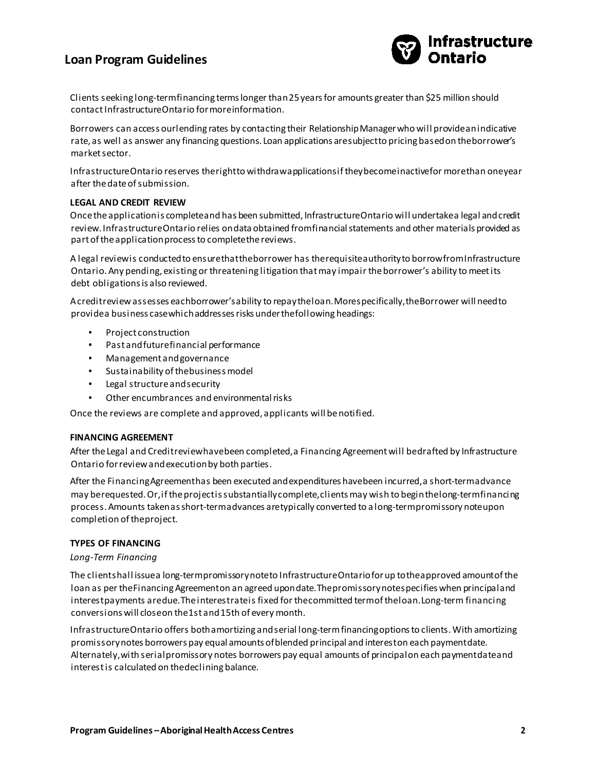Clients seeking long-term financing terms longer than 25 years for amounts greater than $25 million should contact Infrastructure Ontario for more information.

Borrowers can access our lending rates by contacting their Relationship Manager who will provide an indicative rate, as well as answer any financing questions. Loan applications are subject to pricing based on the borrower's market sector.

Infrastructure Ontario reserves the right to withdraw applications if they become inactive for more than one year after the date of submission.

**LEGAL AND CREDIT REVIEW**

Once the application is complete and has been submitted, Infrastructure Ontario will undertake a legal and credit review. Infrastructure Ontario relies on data obtained from financial statements and other materials provided as part of the application process to complete the reviews.

A legal review is conducted to ensure that the borrower has the requisite authority to borrow from Infrastructure Ontario. Any pending, existing or threatening litigation that may impair the borrower's ability to meet its debt obligations is also reviewed.

A credit review assesses each borrower's ability to repay the loan. More specifically, the Borrower will need to provide a business case which addresses risks under the following headings:

- Project construction
- Past and future financial performance
- Management and governance
- Sustainability of the business model
- Legal structure and security
- Other encumbrances and environmental risks

Once the reviews are complete and approved, applicants will be notified.

**FINANCING AGREEMENT**

After the Legal and Credit review have been completed, a Financing Agreement will be drafted by Infrastructure Ontario for review and execution by both parties.

After the Financing Agreement has been executed and expenditures have been incurred, a short-term advance may be requested. Or, if the project is substantially complete, clients may wish to begin the long-term financing process. Amounts taken as short-term advances are typically converted to a long-term promissory note upon completion of the project.

**TYPES OF FINANCING**

*Long-Term Financing*

The client shall issue a long-term promissory note to Infrastructure Ontario for up to the approved amount of the loan as per the Financing Agreement on an agreed upon date. The promissory note specifies when principal and interest payments are due. The interest rate is fixed for the committed term of the loan. Long-term financing conversions will close on the 1st and 15th of every month.

Infrastructure Ontario offers both amortizing and serial long-term financing options to clients. With amortizing promissory notes borrowers pay equal amounts of blended principal and interest on each payment date. Alternately, with serial promissory notes borrowers pay equal amounts of principal on each payment date and interest is calculated on the declining balance.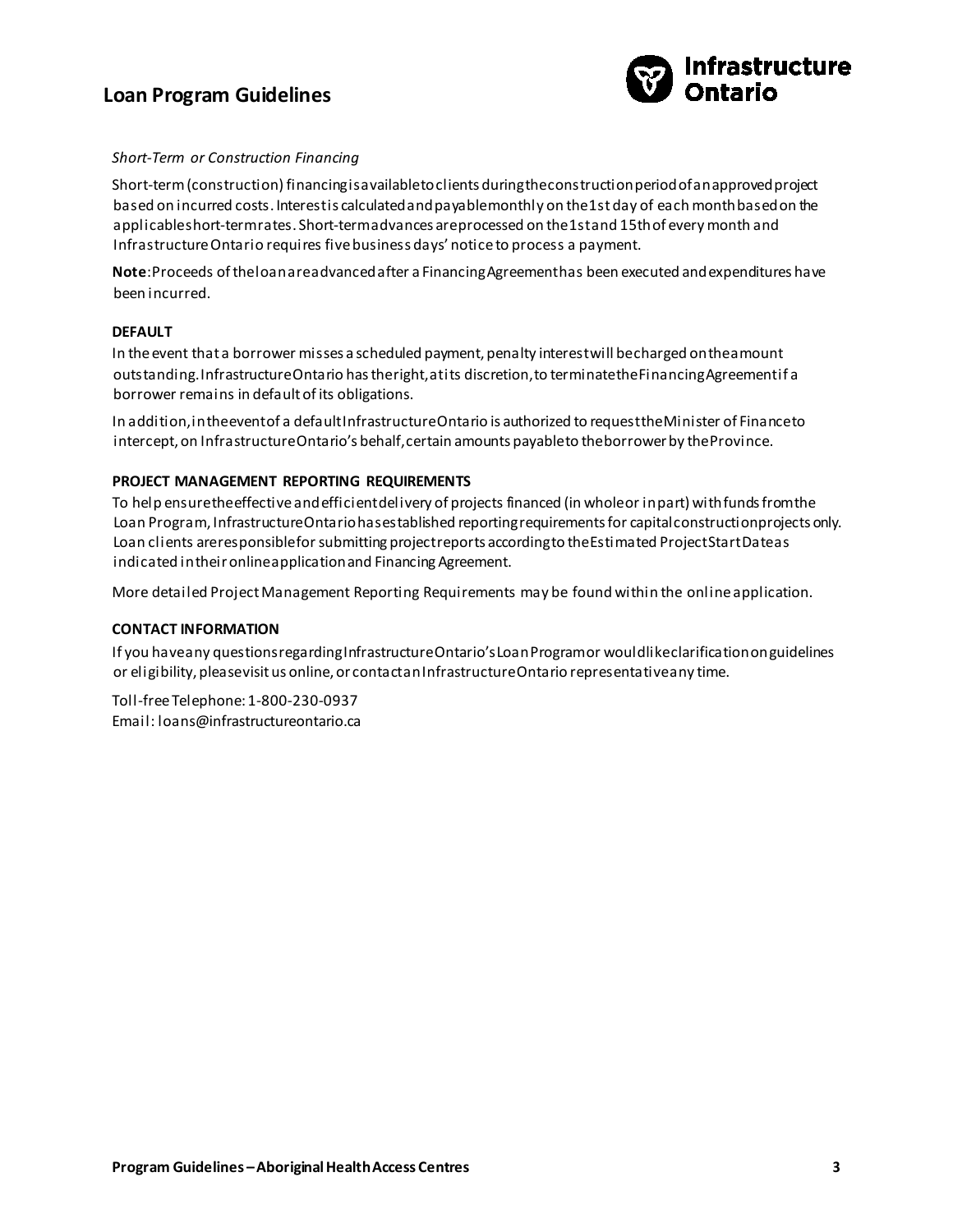*Short-Term or Construction Financing*

Short-term (construction) financing is available to clients during the construction period of an approved project based on incurred costs. Interest is calculated and payable monthly on the 1st day of each month based on the applicable short-term rates. Short-term advances are processed on the 1st and 15th of every month and Infrastructure Ontario requires five business days' notice to process a payment.

**Note**: Proceeds of the loan are advanced after a Financing Agreement has been executed and expenditures have been incurred.

**DEFAULT**

In the event that a borrower misses a scheduled payment, penalty interest will be charged on the amount outstanding. Infrastructure Ontario has the right, at its discretion, to terminate the Financing Agreement if a borrower remains in default of its obligations.

In addition, in the event of a default Infrastructure Ontario is authorized to request the Minister of Finance to intercept, on Infrastructure Ontario's behalf, certain amounts payable to the borrower by the Province.

**PROJECT MANAGEMENT REPORTING REQUIREMENTS**

To help ensure the effective and efficient delivery of projects financed (in whole or in part) with funds from the Loan Program, Infrastructure Ontario has established reporting requirements for capital construction projects only. Loan clients are responsible for submitting project reports according to the Estimated Project Start Date as indicated in their online application and Financing Agreement.

More detailed Project Management Reporting Requirements may be found within the online application.

**CONTACT INFORMATION**

If you have any questions regarding Infrastructure Ontario's Loan Program or would like clarification on guidelines or eligibility, please visit us online, or contact an Infrastructure Ontario representative any time.

Toll-free Telephone: 1-800-230-0937
Email: loans@infrastructureontario.ca